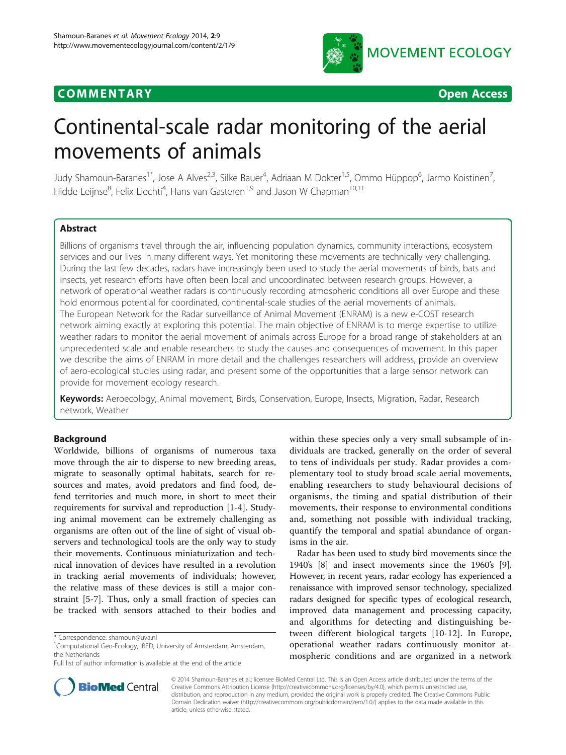COMMENTARY Open Access

# Continental-scale radar monitoring of the aerial movements of animals

Judy Shamoun-Baranes[1*], Jose A Alves[2,3], Silke Bauer[4], Adriaan M Dokter[1,5], Ommo Hüppop[6], Jarmo Koistinen[7], Hidde Leijnse[8], Felix Liechti[4], Hans van Gasteren[1,9] and Jason W Chapman[10,11]

## Abstract

Billions of organisms travel through the air, influencing population dynamics, community interactions, ecosystem services and our lives in many different ways. Yet monitoring these movements are technically very challenging. During the last few decades, radars have increasingly been used to study the aerial movements of birds, bats and insects, yet research efforts have often been local and uncoordinated between research groups. However, a network of operational weather radars is continuously recording atmospheric conditions all over Europe and these hold enormous potential for coordinated, continental-scale studies of the aerial movements of animals. The European Network for the Radar surveillance of Animal Movement (ENRAM) is a new e-COST research network aiming exactly at exploring this potential. The main objective of ENRAM is to merge expertise to utilize weather radars to monitor the aerial movement of animals across Europe for a broad range of stakeholders at an unprecedented scale and enable researchers to study the causes and consequences of movement. In this paper we describe the aims of ENRAM in more detail and the challenges researchers will address, provide an overview of aero-ecological studies using radar, and present some of the opportunities that a large sensor network can provide for movement ecology research.

**Keywords:** Aeroecology, Animal movement, Birds, Conservation, Europe, Insects, Migration, Radar, Research network, Weather

## Background

Worldwide, billions of organisms of numerous taxa move through the air to disperse to new breeding areas, migrate to seasonally optimal habitats, search for resources and mates, avoid predators and find food, defend territories and much more, in short to meet their requirements for survival and reproduction [1-4]. Studying animal movement can be extremely challenging as organisms are often out of the line of sight of visual observers and technological tools are the only way to study their movements. Continuous miniaturization and technical innovation of devices have resulted in a revolution in tracking aerial movements of individuals; however, the relative mass of these devices is still a major constraint [5-7]. Thus, only a small fraction of species can be tracked with sensors attached to their bodies and within these species only a very small subsample of individuals are tracked, generally on the order of several to tens of individuals per study. Radar provides a complementary tool to study broad scale aerial movements, enabling researchers to study behavioural decisions of organisms, the timing and spatial distribution of their movements, their response to environmental conditions and, something not possible with individual tracking, quantify the temporal and spatial abundance of organisms in the air.

Radar has been used to study bird movements since the 1940's [8] and insect movements since the 1960's [9]. However, in recent years, radar ecology has experienced a renaissance with improved sensor technology, specialized radars designed for specific types of ecological research, improved data management and processing capacity, and algorithms for detecting and distinguishing between different biological targets [10-12]. In Europe, operational weather radars continuously monitor atmospheric conditions and are organized in a network

\* Correspondence: shamoun@uva.nl
[1]Computational Geo-Ecology, IBED, University of Amsterdam, Amsterdam, the Netherlands
Full list of author information is available at the end of the article

© 2014 Shamoun-Baranes et al.; licensee BioMed Central Ltd. This is an Open Access article distributed under the terms of the Creative Commons Attribution License (http://creativecommons.org/licenses/by/4.0), which permits unrestricted use, distribution, and reproduction in any medium, provided the original work is properly credited. The Creative Commons Public Domain Dedication waiver (http://creativecommons.org/publicdomain/zero/1.0/) applies to the data made available in this article, unless otherwise stated.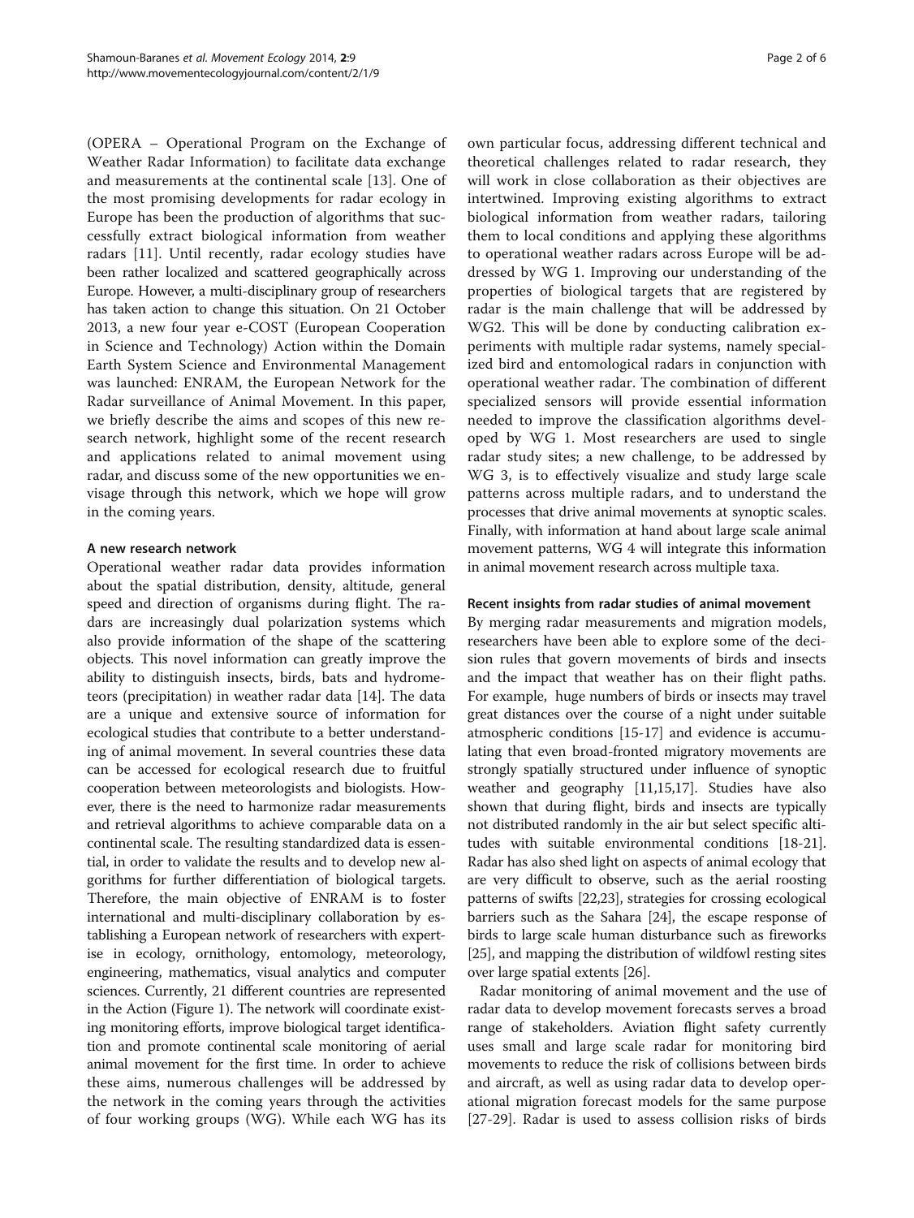(OPERA – Operational Program on the Exchange of Weather Radar Information) to facilitate data exchange and measurements at the continental scale [13]. One of the most promising developments for radar ecology in Europe has been the production of algorithms that successfully extract biological information from weather radars [11]. Until recently, radar ecology studies have been rather localized and scattered geographically across Europe. However, a multi-disciplinary group of researchers has taken action to change this situation. On 21 October 2013, a new four year e-COST (European Cooperation in Science and Technology) Action within the Domain Earth System Science and Environmental Management was launched: ENRAM, the European Network for the Radar surveillance of Animal Movement. In this paper, we briefly describe the aims and scopes of this new research network, highlight some of the recent research and applications related to animal movement using radar, and discuss some of the new opportunities we envisage through this network, which we hope will grow in the coming years.

## A new research network

Operational weather radar data provides information about the spatial distribution, density, altitude, general speed and direction of organisms during flight. The radars are increasingly dual polarization systems which also provide information of the shape of the scattering objects. This novel information can greatly improve the ability to distinguish insects, birds, bats and hydrometeors (precipitation) in weather radar data [14]. The data are a unique and extensive source of information for ecological studies that contribute to a better understanding of animal movement. In several countries these data can be accessed for ecological research due to fruitful cooperation between meteorologists and biologists. However, there is the need to harmonize radar measurements and retrieval algorithms to achieve comparable data on a continental scale. The resulting standardized data is essential, in order to validate the results and to develop new algorithms for further differentiation of biological targets. Therefore, the main objective of ENRAM is to foster international and multi-disciplinary collaboration by establishing a European network of researchers with expertise in ecology, ornithology, entomology, meteorology, engineering, mathematics, visual analytics and computer sciences. Currently, 21 different countries are represented in the Action (Figure 1). The network will coordinate existing monitoring efforts, improve biological target identification and promote continental scale monitoring of aerial animal movement for the first time. In order to achieve these aims, numerous challenges will be addressed by the network in the coming years through the activities of four working groups (WG). While each WG has its own particular focus, addressing different technical and theoretical challenges related to radar research, they will work in close collaboration as their objectives are intertwined. Improving existing algorithms to extract biological information from weather radars, tailoring them to local conditions and applying these algorithms to operational weather radars across Europe will be addressed by WG 1. Improving our understanding of the properties of biological targets that are registered by radar is the main challenge that will be addressed by WG2. This will be done by conducting calibration experiments with multiple radar systems, namely specialized bird and entomological radars in conjunction with operational weather radar. The combination of different specialized sensors will provide essential information needed to improve the classification algorithms developed by WG 1. Most researchers are used to single radar study sites; a new challenge, to be addressed by WG 3, is to effectively visualize and study large scale patterns across multiple radars, and to understand the processes that drive animal movements at synoptic scales. Finally, with information at hand about large scale animal movement patterns, WG 4 will integrate this information in animal movement research across multiple taxa.

## Recent insights from radar studies of animal movement

By merging radar measurements and migration models, researchers have been able to explore some of the decision rules that govern movements of birds and insects and the impact that weather has on their flight paths. For example, huge numbers of birds or insects may travel great distances over the course of a night under suitable atmospheric conditions [15-17] and evidence is accumulating that even broad-fronted migratory movements are strongly spatially structured under influence of synoptic weather and geography [11,15,17]. Studies have also shown that during flight, birds and insects are typically not distributed randomly in the air but select specific altitudes with suitable environmental conditions [18-21]. Radar has also shed light on aspects of animal ecology that are very difficult to observe, such as the aerial roosting patterns of swifts [22,23], strategies for crossing ecological barriers such as the Sahara [24], the escape response of birds to large scale human disturbance such as fireworks [25], and mapping the distribution of wildfowl resting sites over large spatial extents [26].

Radar monitoring of animal movement and the use of radar data to develop movement forecasts serves a broad range of stakeholders. Aviation flight safety currently uses small and large scale radar for monitoring bird movements to reduce the risk of collisions between birds and aircraft, as well as using radar data to develop operational migration forecast models for the same purpose [27-29]. Radar is used to assess collision risks of birds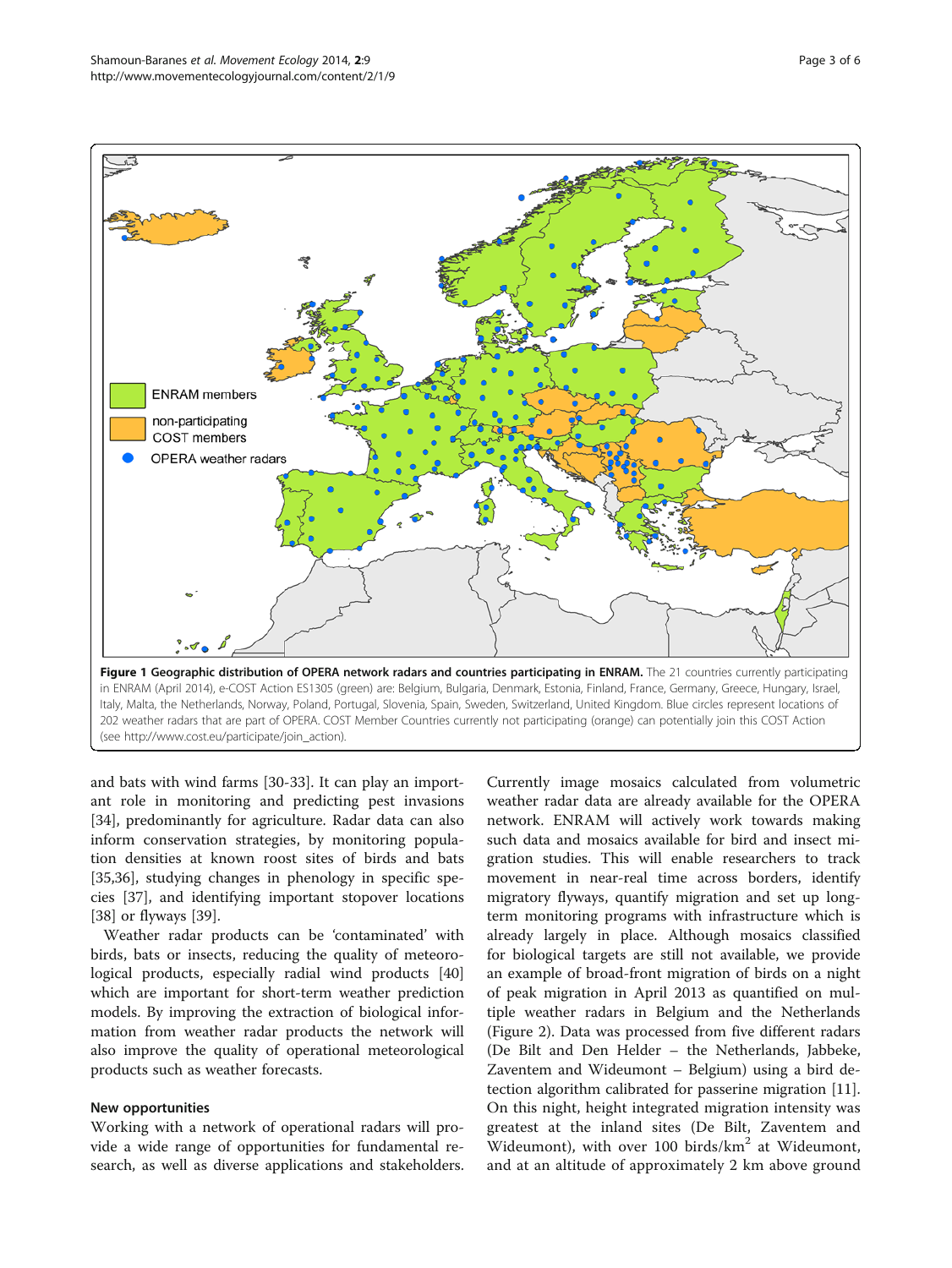**Figure 1 Geographic distribution of OPERA network radars and countries participating in ENRAM.** The 21 countries currently participating in ENRAM (April 2014), e-COST Action ES1305 (green) are: Belgium, Bulgaria, Denmark, Estonia, Finland, France, Germany, Greece, Hungary, Israel, Italy, Malta, the Netherlands, Norway, Poland, Portugal, Slovenia, Spain, Sweden, Switzerland, United Kingdom. Blue circles represent locations of 202 weather radars that are part of OPERA. COST Member Countries currently not participating (orange) can potentially join this COST Action (see http://www.cost.eu/participate/join_action).

and bats with wind farms [30-33]. It can play an important role in monitoring and predicting pest invasions [34], predominantly for agriculture. Radar data can also inform conservation strategies, by monitoring population densities at known roost sites of birds and bats [35,36], studying changes in phenology in specific species [37], and identifying important stopover locations [38] or flyways [39].

Weather radar products can be 'contaminated' with birds, bats or insects, reducing the quality of meteorological products, especially radial wind products [40] which are important for short-term weather prediction models. By improving the extraction of biological information from weather radar products the network will also improve the quality of operational meteorological products such as weather forecasts.

### New opportunities

Working with a network of operational radars will provide a wide range of opportunities for fundamental research, as well as diverse applications and stakeholders. Currently image mosaics calculated from volumetric weather radar data are already available for the OPERA network. ENRAM will actively work towards making such data and mosaics available for bird and insect migration studies. This will enable researchers to track movement in near-real time across borders, identify migratory flyways, quantify migration and set up long-term monitoring programs with infrastructure which is already largely in place. Although mosaics classified for biological targets are still not available, we provide an example of broad-front migration of birds on a night of peak migration in April 2013 as quantified on multiple weather radars in Belgium and the Netherlands (Figure 2). Data was processed from five different radars (De Bilt and Den Helder – the Netherlands, Jabbeke, Zaventem and Wideumont – Belgium) using a bird detection algorithm calibrated for passerine migration [11]. On this night, height integrated migration intensity was greatest at the inland sites (De Bilt, Zaventem and Wideumont), with over 100 birds/km$^2$ at Wideumont, and at an altitude of approximately 2 km above ground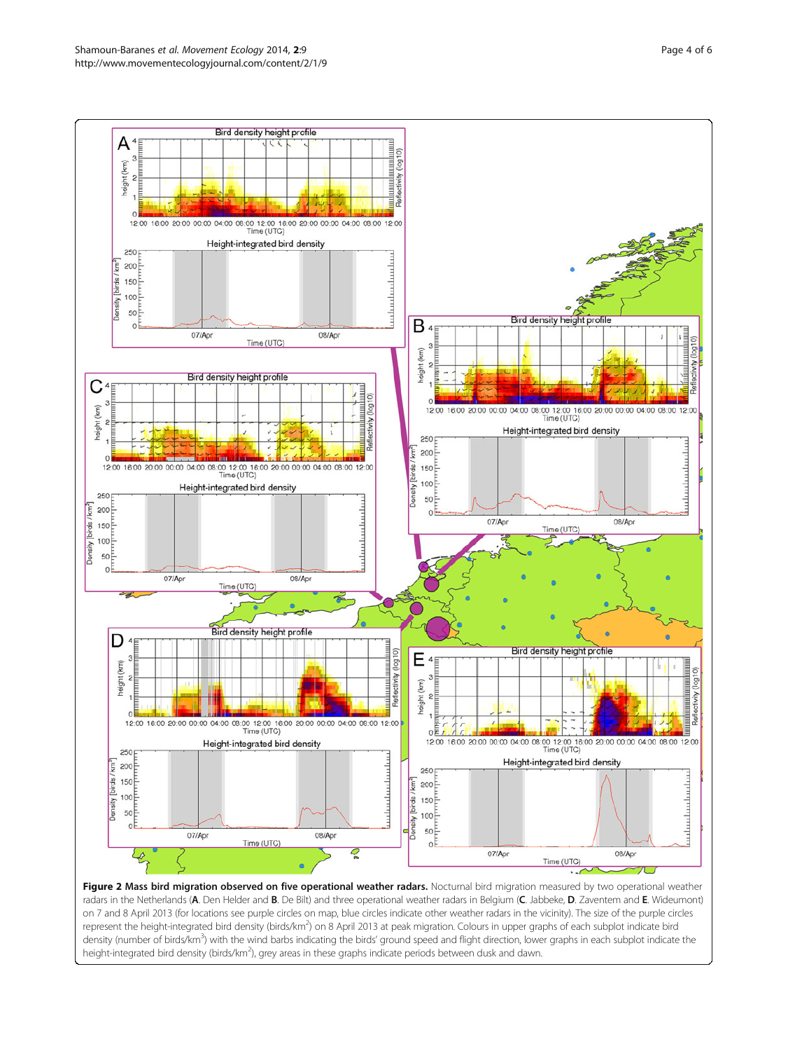**Figure 2 Mass bird migration observed on five operational weather radars.** Nocturnal bird migration measured by two operational weather radars in the Netherlands (**A**. Den Helder and **B**. De Bilt) and three operational weather radars in Belgium (**C**. Jabbeke, **D**. Zaventem and **E**. Wideumont) on 7 and 8 April 2013 (for locations see purple circles on map, blue circles indicate other weather radars in the vicinity). The size of the purple circles represent the height-integrated bird density (birds/km$^2$) on 8 April 2013 at peak migration. Colours in upper graphs of each subplot indicate bird density (number of birds/km$^3$) with the wind barbs indicating the birds' ground speed and flight direction, lower graphs in each subplot indicate the height-integrated bird density (birds/km$^2$), grey areas in these graphs indicate periods between dusk and dawn.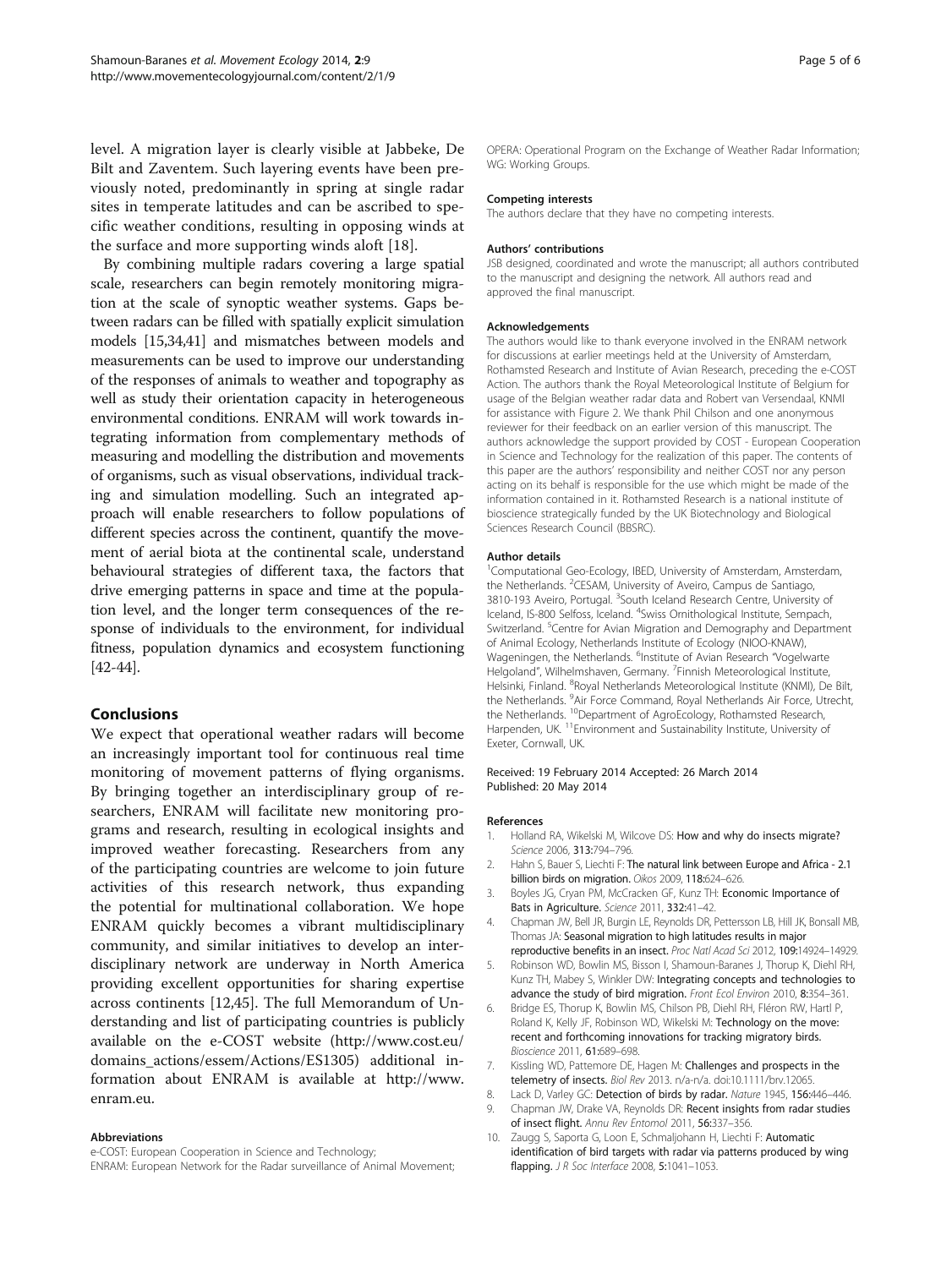level. A migration layer is clearly visible at Jabbeke, De Bilt and Zaventem. Such layering events have been previously noted, predominantly in spring at single radar sites in temperate latitudes and can be ascribed to specific weather conditions, resulting in opposing winds at the surface and more supporting winds aloft [18].

By combining multiple radars covering a large spatial scale, researchers can begin remotely monitoring migration at the scale of synoptic weather systems. Gaps between radars can be filled with spatially explicit simulation models [15,34,41] and mismatches between models and measurements can be used to improve our understanding of the responses of animals to weather and topography as well as study their orientation capacity in heterogeneous environmental conditions. ENRAM will work towards integrating information from complementary methods of measuring and modelling the distribution and movements of organisms, such as visual observations, individual tracking and simulation modelling. Such an integrated approach will enable researchers to follow populations of different species across the continent, quantify the movement of aerial biota at the continental scale, understand behavioural strategies of different taxa, the factors that drive emerging patterns in space and time at the population level, and the longer term consequences of the response of individuals to the environment, for individual fitness, population dynamics and ecosystem functioning [42-44].

## Conclusions

We expect that operational weather radars will become an increasingly important tool for continuous real time monitoring of movement patterns of flying organisms. By bringing together an interdisciplinary group of researchers, ENRAM will facilitate new monitoring programs and research, resulting in ecological insights and improved weather forecasting. Researchers from any of the participating countries are welcome to join future activities of this research network, thus expanding the potential for multinational collaboration. We hope ENRAM quickly becomes a vibrant multidisciplinary community, and similar initiatives to develop an interdisciplinary network are underway in North America providing excellent opportunities for sharing expertise across continents [12,45]. The full Memorandum of Understanding and list of participating countries is publicly available on the e-COST website (http://www.cost.eu/domains_actions/essem/Actions/ES1305) additional information about ENRAM is available at http://www.enram.eu.

#### Abbreviations

e-COST: European Cooperation in Science and Technology; ENRAM: European Network for the Radar surveillance of Animal Movement; OPERA: Operational Program on the Exchange of Weather Radar Information; WG: Working Groups.

#### Competing interests

The authors declare that they have no competing interests.

#### Authors' contributions

JSB designed, coordinated and wrote the manuscript; all authors contributed to the manuscript and designing the network. All authors read and approved the final manuscript.

#### Acknowledgements

The authors would like to thank everyone involved in the ENRAM network for discussions at earlier meetings held at the University of Amsterdam, Rothamsted Research and Institute of Avian Research, preceding the e-COST Action. The authors thank the Royal Meteorological Institute of Belgium for usage of the Belgian weather radar data and Robert van Versendaal, KNMI for assistance with Figure 2. We thank Phil Chilson and one anonymous reviewer for their feedback on an earlier version of this manuscript. The authors acknowledge the support provided by COST - European Cooperation in Science and Technology for the realization of this paper. The contents of this paper are the authors' responsibility and neither COST nor any person acting on its behalf is responsible for the use which might be made of the information contained in it. Rothamsted Research is a national institute of bioscience strategically funded by the UK Biotechnology and Biological Sciences Research Council (BBSRC).

#### Author details

[1]Computational Geo-Ecology, IBED, University of Amsterdam, Amsterdam, the Netherlands. [2]CESAM, University of Aveiro, Campus de Santiago, 3810-193 Aveiro, Portugal. [3]South Iceland Research Centre, University of Iceland, IS-800 Selfoss, Iceland. [4]Swiss Ornithological Institute, Sempach, Switzerland. [5]Centre for Avian Migration and Demography and Department of Animal Ecology, Netherlands Institute of Ecology (NIOO-KNAW), Wageningen, the Netherlands. [6]Institute of Avian Research "Vogelwarte Helgoland", Wilhelmshaven, Germany. [7]Finnish Meteorological Institute, Helsinki, Finland. [8]Royal Netherlands Meteorological Institute (KNMI), De Bilt, the Netherlands. [9]Air Force Command, Royal Netherlands Air Force, Utrecht, the Netherlands. [10]Department of AgroEcology, Rothamsted Research, Harpenden, UK. [11]Environment and Sustainability Institute, University of Exeter, Cornwall, UK.

Received: 19 February 2014 Accepted: 26 March 2014
Published: 20 May 2014

#### References

1. Holland RA, Wikelski M, Wilcove DS: How and why do insects migrate? *Science* 2006, 313:794–796.
2. Hahn S, Bauer S, Liechti F: The natural link between Europe and Africa - 2.1 billion birds on migration. *Oikos* 2009, 118:624–626.
3. Boyles JG, Cryan PM, McCracken GF, Kunz TH: Economic Importance of Bats in Agriculture. *Science* 2011, 332:41–42.
4. Chapman JW, Bell JR, Burgin LE, Reynolds DR, Pettersson LB, Hill JK, Bonsall MB, Thomas JA: Seasonal migration to high latitudes results in major reproductive benefits in an insect. *Proc Natl Acad Sci* 2012, 109:14924–14929.
5. Robinson WD, Bowlin MS, Bisson I, Shamoun-Baranes J, Thorup K, Diehl RH, Kunz TH, Mabey S, Winkler DW: Integrating concepts and technologies to advance the study of bird migration. *Front Ecol Environ* 2010, 8:354–361.
6. Bridge ES, Thorup K, Bowlin MS, Chilson PB, Diehl RH, Fléron RW, Hartl P, Roland K, Kelly JF, Robinson WD, Wikelski M: Technology on the move: recent and forthcoming innovations for tracking migratory birds. *Bioscience* 2011, 61:689–698.
7. Kissling WD, Pattemore DE, Hagen M: Challenges and prospects in the telemetry of insects. *Biol Rev* 2013. n/a-n/a. doi:10.1111/brv.12065.
8. Lack D, Varley GC: Detection of birds by radar. *Nature* 1945, 156:446–446.
9. Chapman JW, Drake VA, Reynolds DR: Recent insights from radar studies of insect flight. *Annu Rev Entomol* 2011, 56:337–356.
10. Zaugg S, Saporta G, Loon E, Schmaljohann H, Liechti F: Automatic identification of bird targets with radar via patterns produced by wing flapping. *J R Soc Interface* 2008, 5:1041–1053.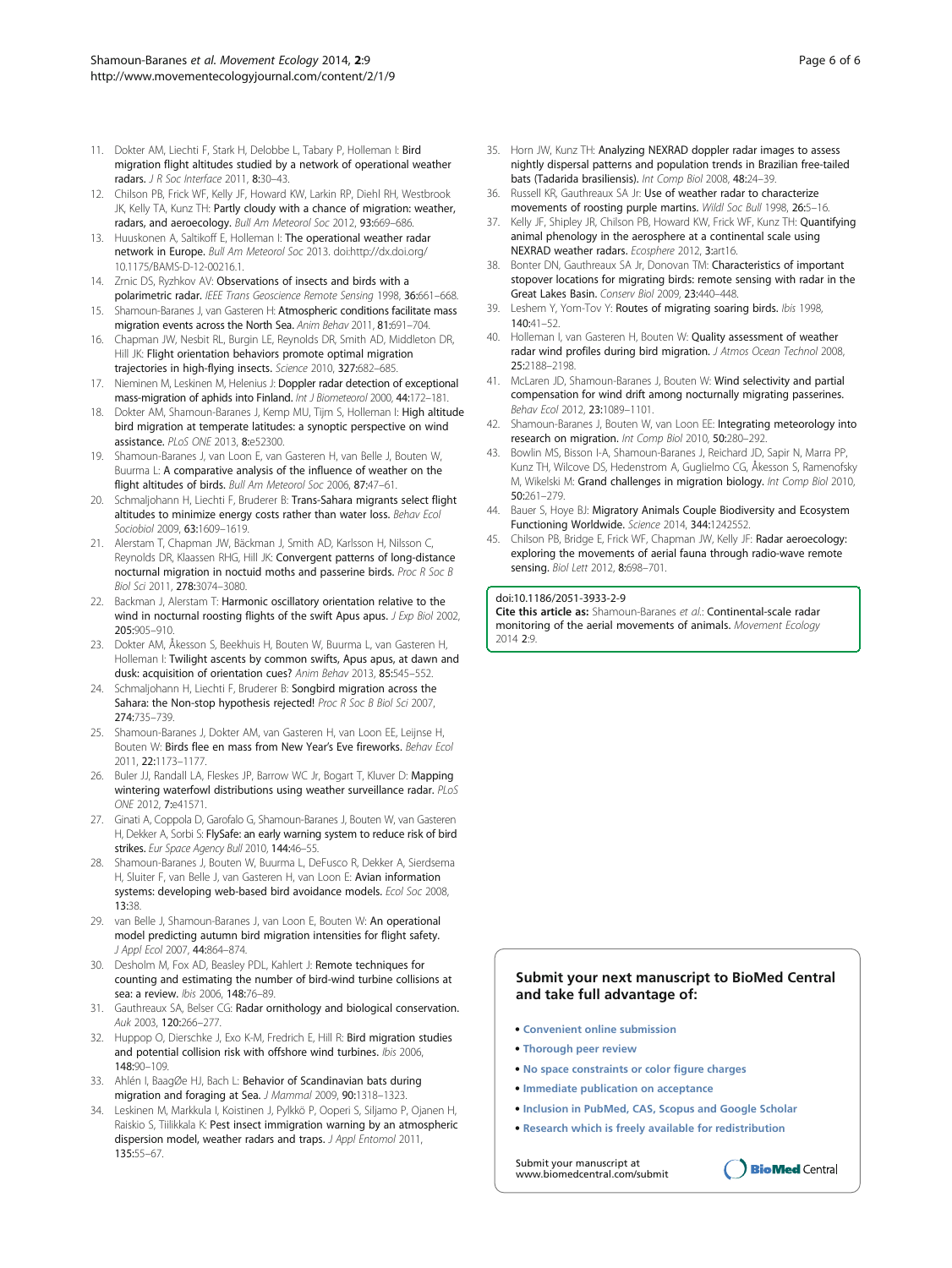11. Dokter AM, Liechti F, Stark H, Delobbe L, Tabary P, Holleman I: **Bird migration flight altitudes studied by a network of operational weather radars.** *J R Soc Interface* 2011, **8**:30–43.
12. Chilson PB, Frick WF, Kelly JF, Howard KW, Larkin RP, Diehl RH, Westbrook JK, Kelly TA, Kunz TH: **Partly cloudy with a chance of migration: weather, radars, and aeroecology.** *Bull Am Meteorol Soc* 2012, **93**:669–686.
13. Huuskonen A, Saltikoff E, Holleman I: **The operational weather radar network in Europe.** *Bull Am Meteorol Soc* 2013. doi:http://dx.doi.org/10.1175/BAMS-D-12-00216.1.
14. Zrnic DS, Ryzhkov AV: **Observations of insects and birds with a polarimetric radar.** *IEEE Trans Geoscience Remote Sensing* 1998, **36**:661–668.
15. Shamoun-Baranes J, van Gasteren H: **Atmospheric conditions facilitate mass migration events across the North Sea.** *Anim Behav* 2011, **81**:691–704.
16. Chapman JW, Nesbit RL, Burgin LE, Reynolds DR, Smith AD, Middleton DR, Hill JK: **Flight orientation behaviors promote optimal migration trajectories in high-flying insects.** *Science* 2010, **327**:682–685.
17. Nieminen M, Leskinen M, Helenius J: **Doppler radar detection of exceptional mass-migration of aphids into Finland.** *Int J Biometeorol* 2000, **44**:172–181.
18. Dokter AM, Shamoun-Baranes J, Kemp MU, Tijm S, Holleman I: **High altitude bird migration at temperate latitudes: a synoptic perspective on wind assistance.** *PLoS ONE* 2013, **8**:e52300.
19. Shamoun-Baranes J, van Loon E, van Gasteren H, van Belle J, Bouten W, Buurma L: **A comparative analysis of the influence of weather on the flight altitudes of birds.** *Bull Am Meteorol Soc* 2006, **87**:47–61.
20. Schmaljohann H, Liechti F, Bruderer B: **Trans-Sahara migrants select flight altitudes to minimize energy costs rather than water loss.** *Behav Ecol Sociobiol* 2009, **63**:1609–1619.
21. Alerstam T, Chapman JW, Bäckman J, Smith AD, Karlsson H, Nilsson C, Reynolds DR, Klaassen RHG, Hill JK: **Convergent patterns of long-distance nocturnal migration in noctuid moths and passerine birds.** *Proc R Soc B Biol Sci* 2011, **278**:3074–3080.
22. Backman J, Alerstam T: **Harmonic oscillatory orientation relative to the wind in nocturnal roosting flights of the swift Apus apus.** *J Exp Biol* 2002, **205**:905–910.
23. Dokter AM, Åkesson S, Beekhuis H, Bouten W, Buurma L, van Gasteren H, Holleman I: **Twilight ascents by common swifts, Apus apus, at dawn and dusk: acquisition of orientation cues?** *Anim Behav* 2013, **85**:545–552.
24. Schmaljohann H, Liechti F, Bruderer B: **Songbird migration across the Sahara: the Non-stop hypothesis rejected!** *Proc R Soc B Biol Sci* 2007, **274**:735–739.
25. Shamoun-Baranes J, Dokter AM, van Gasteren H, van Loon EE, Leijnse H, Bouten W: **Birds flee en mass from New Year's Eve fireworks.** *Behav Ecol* 2011, **22**:1173–1177.
26. Buler JJ, Randall LA, Fleskes JP, Barrow WC Jr, Bogart T, Kluver D: **Mapping wintering waterfowl distributions using weather surveillance radar.** *PLoS ONE* 2012, **7**:e41571.
27. Ginati A, Coppola D, Garofalo G, Shamoun-Baranes J, Bouten W, van Gasteren H, Dekker A, Sorbi S: **FlySafe: an early warning system to reduce risk of bird strikes.** *Eur Space Agency Bull* 2010, **144**:46–55.
28. Shamoun-Baranes J, Bouten W, Buurma L, DeFusco R, Dekker A, Sierdsema H, Sluiter F, van Belle J, van Gasteren H, van Loon E: **Avian information systems: developing web-based bird avoidance models.** *Ecol Soc* 2008, **13**:38.
29. van Belle J, Shamoun-Baranes J, van Loon E, Bouten W: **An operational model predicting autumn bird migration intensities for flight safety.** *J Appl Ecol* 2007, **44**:864–874.
30. Desholm M, Fox AD, Beasley PDL, Kahlert J: **Remote techniques for counting and estimating the number of bird-wind turbine collisions at sea: a review.** *Ibis* 2006, **148**:76–89.
31. Gauthreaux SA, Belser CG: **Radar ornithology and biological conservation.** *Auk* 2003, **120**:266–277.
32. Huppop O, Dierschke J, Exo K-M, Fredrich E, Hill R: **Bird migration studies and potential collision risk with offshore wind turbines.** *Ibis* 2006, **148**:90–109.
33. Ahlén I, BaagØe HJ, Bach L: **Behavior of Scandinavian bats during migration and foraging at Sea.** *J Mammal* 2009, **90**:1318–1323.
34. Leskinen M, Markkula I, Koistinen J, Pylkkö P, Ooperi S, Siljamo P, Ojanen H, Raiskio S, Tiilikkala K: **Pest insect immigration warning by an atmospheric dispersion model, weather radars and traps.** *J Appl Entomol* 2011, **135**:55–67.
35. Horn JW, Kunz TH: **Analyzing NEXRAD doppler radar images to assess nightly dispersal patterns and population trends in Brazilian free-tailed bats (Tadarida brasiliensis).** *Int Comp Biol* 2008, **48**:24–39.
36. Russell KR, Gauthreaux SA Jr: **Use of weather radar to characterize movements of roosting purple martins.** *Wildl Soc Bull* 1998, **26**:5–16.
37. Kelly JF, Shipley JR, Chilson PB, Howard KW, Frick WF, Kunz TH: **Quantifying animal phenology in the aerosphere at a continental scale using NEXRAD weather radars.** *Ecosphere* 2012, **3**:art16.
38. Bonter DN, Gauthreaux SA Jr, Donovan TM: **Characteristics of important stopover locations for migrating birds: remote sensing with radar in the Great Lakes Basin.** *Conserv Biol* 2009, **23**:440–448.
39. Leshem Y, Yom-Tov Y: **Routes of migrating soaring birds.** *Ibis* 1998, **140**:41–52.
40. Holleman I, van Gasteren H, Bouten W: **Quality assessment of weather radar wind profiles during bird migration.** *J Atmos Ocean Technol* 2008, **25**:2188–2198.
41. McLaren JD, Shamoun-Baranes J, Bouten W: **Wind selectivity and partial compensation for wind drift among nocturnally migrating passerines.** *Behav Ecol* 2012, **23**:1089–1101.
42. Shamoun-Baranes J, Bouten W, van Loon EE: **Integrating meteorology into research on migration.** *Int Comp Biol* 2010, **50**:280–292.
43. Bowlin MS, Bisson I-A, Shamoun-Baranes J, Reichard JD, Sapir N, Marra PP, Kunz TH, Wilcove DS, Hedenstrom A, Guglielmo CG, Åkesson S, Ramenofsky M, Wikelski M: **Grand challenges in migration biology.** *Int Comp Biol* 2010, **50**:261–279.
44. Bauer S, Hoye BJ: **Migratory Animals Couple Biodiversity and Ecosystem Functioning Worldwide.** *Science* 2014, **344**:1242552.
45. Chilson PB, Bridge E, Frick WF, Chapman JW, Kelly JF: **Radar aeroecology: exploring the movements of aerial fauna through radio-wave remote sensing.** *Biol Lett* 2012, **8**:698–701.

doi:10.1186/2051-3933-2-9
**Cite this article as:** Shamoun-Baranes *et al.*: Continental-scale radar monitoring of the aerial movements of animals. *Movement Ecology* 2014 **2**:9.

**Submit your next manuscript to BioMed Central and take full advantage of:**

- **Convenient online submission**
- **Thorough peer review**
- **No space constraints or color figure charges**
- **Immediate publication on acceptance**
- **Inclusion in PubMed, CAS, Scopus and Google Scholar**
- **Research which is freely available for redistribution**

Submit your manuscript at
www.biomedcentral.com/submit

BioMed Central